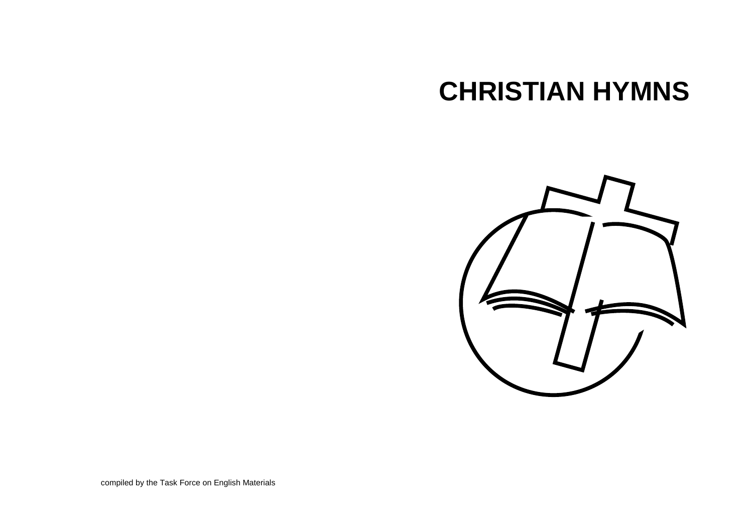# CHRISTIAN HYMNS

compiled by the Task Force on English Materials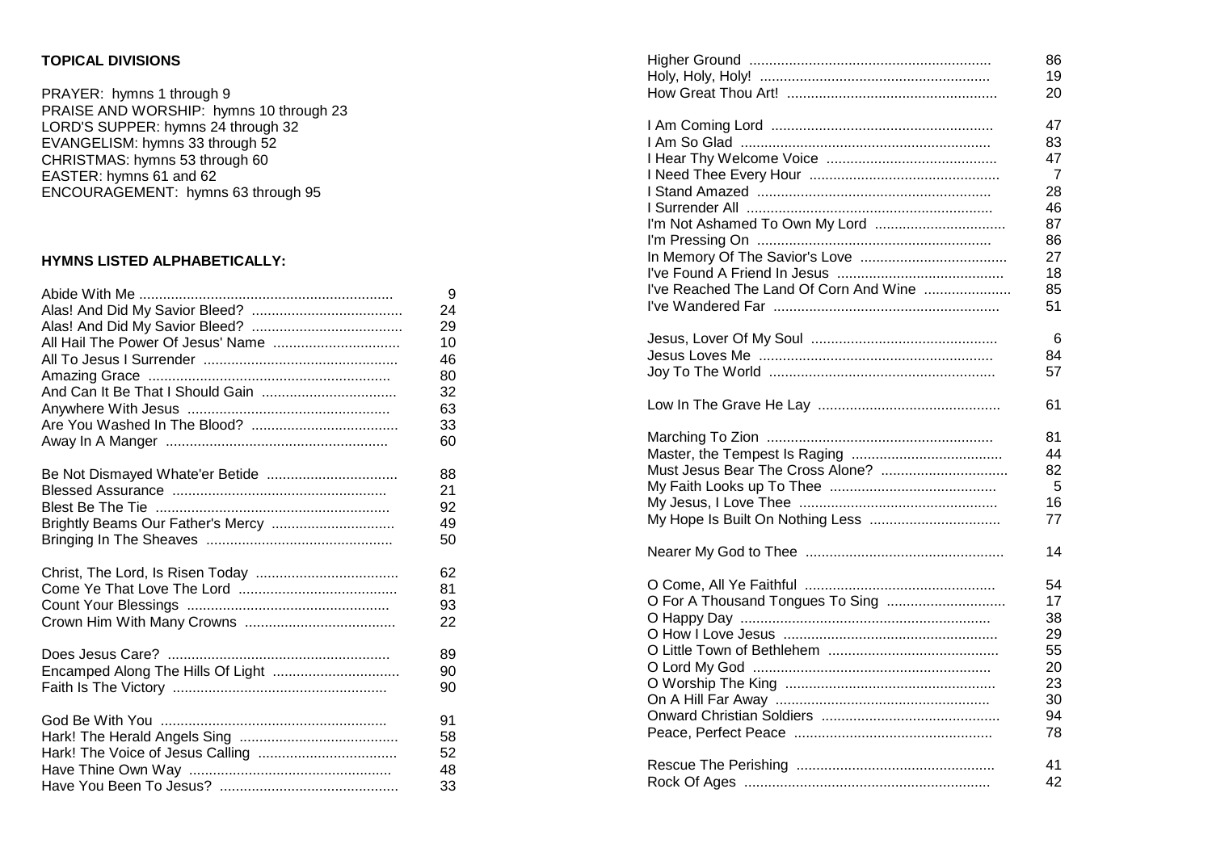**TOPICAL DIVISIONS**

PRAYER: hymns 1 through 9
PRAISE AND WORSHIP: hymns 10 through 23
LORD'S SUPPER: hymns 24 through 32
EVANGELISM: hymns 33 through 52
CHRISTMAS: hymns 53 through 60
EASTER: hymns 61 and 62
ENCOURAGEMENT: hymns 63 through 95

**HYMNS LISTED ALPHABETICALLY:**

| Hymn | No. |
|---|---|
| Abide With Me | 9 |
| Alas! And Did My Savior Bleed? | 24 |
| Alas! And Did My Savior Bleed? | 29 |
| All Hail The Power Of Jesus' Name | 10 |
| All To Jesus I Surrender | 46 |
| Amazing Grace | 80 |
| And Can It Be That I Should Gain | 32 |
| Anywhere With Jesus | 63 |
| Are You Washed In The Blood? | 33 |
| Away In A Manger | 60 |
| Be Not Dismayed Whate'er Betide | 88 |
| Blessed Assurance | 21 |
| Blest Be The Tie | 92 |
| Brightly Beams Our Father's Mercy | 49 |
| Bringing In The Sheaves | 50 |
| Christ, The Lord, Is Risen Today | 62 |
| Come Ye That Love The Lord | 81 |
| Count Your Blessings | 93 |
| Crown Him With Many Crowns | 22 |
| Does Jesus Care? | 89 |
| Encamped Along The Hills Of Light | 90 |
| Faith Is The Victory | 90 |
| God Be With You | 91 |
| Hark! The Herald Angels Sing | 58 |
| Hark! The Voice of Jesus Calling | 52 |
| Have Thine Own Way | 48 |
| Have You Been To Jesus? | 33 |
| Higher Ground | 86 |
| Holy, Holy, Holy! | 19 |
| How Great Thou Art! | 20 |
| I Am Coming Lord | 47 |
| I Am So Glad | 83 |
| I Hear Thy Welcome Voice | 47 |
| I Need Thee Every Hour | 7 |
| I Stand Amazed | 28 |
| I Surrender All | 46 |
| I'm Not Ashamed To Own My Lord | 87 |
| I'm Pressing On | 86 |
| In Memory Of The Savior's Love | 27 |
| I've Found A Friend In Jesus | 18 |
| I've Reached The Land Of Corn And Wine | 85 |
| I've Wandered Far | 51 |
| Jesus, Lover Of My Soul | 6 |
| Jesus Loves Me | 84 |
| Joy To The World | 57 |
| Low In The Grave He Lay | 61 |
| Marching To Zion | 81 |
| Master, the Tempest Is Raging | 44 |
| Must Jesus Bear The Cross Alone? | 82 |
| My Faith Looks up To Thee | 5 |
| My Jesus, I Love Thee | 16 |
| My Hope Is Built On Nothing Less | 77 |
| Nearer My God to Thee | 14 |
| O Come, All Ye Faithful | 54 |
| O For A Thousand Tongues To Sing | 17 |
| O Happy Day | 38 |
| O How I Love Jesus | 29 |
| O Little Town of Bethlehem | 55 |
| O Lord My God | 20 |
| O Worship The King | 23 |
| On A Hill Far Away | 30 |
| Onward Christian Soldiers | 94 |
| Peace, Perfect Peace | 78 |
| Rescue The Perishing | 41 |
| Rock Of Ages | 42 |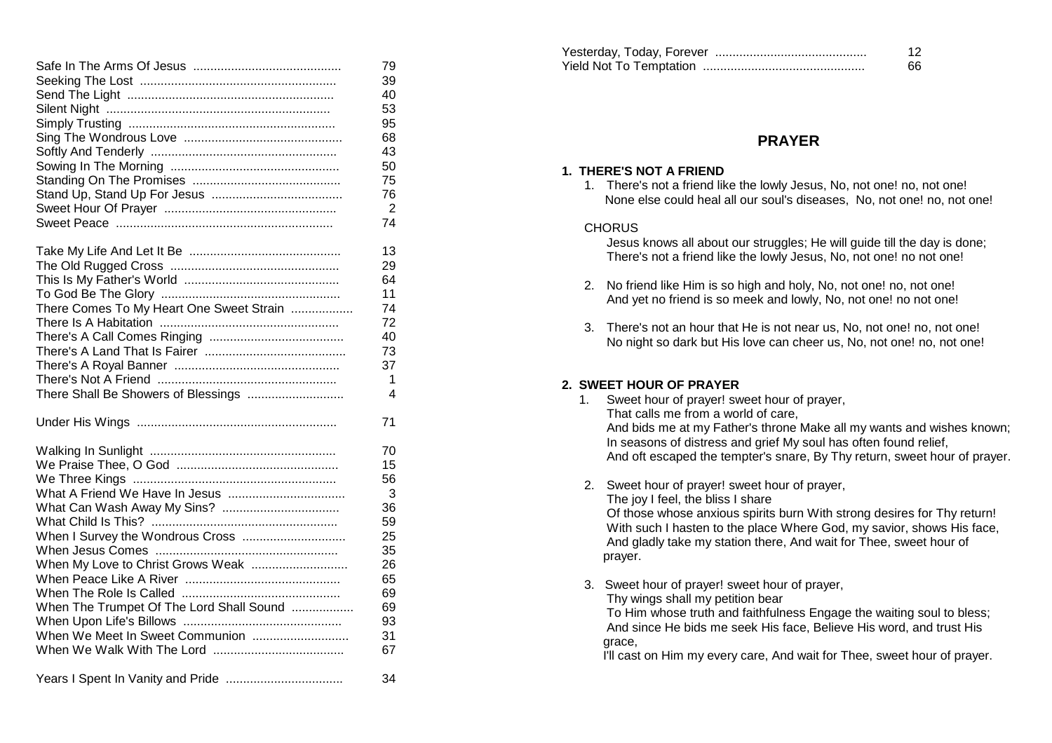| | |
|---|---|
| Safe In The Arms Of Jesus | 79 |
| Seeking The Lost | 39 |
| Send The Light | 40 |
| Silent Night | 53 |
| Simply Trusting | 95 |
| Sing The Wondrous Love | 68 |
| Softly And Tenderly | 43 |
| Sowing In The Morning | 50 |
| Standing On The Promises | 75 |
| Stand Up, Stand Up For Jesus | 76 |
| Sweet Hour Of Prayer | 2 |
| Sweet Peace | 74 |
| Take My Life And Let It Be | 13 |
| The Old Rugged Cross | 29 |
| This Is My Father's World | 64 |
| To God Be The Glory | 11 |
| There Comes To My Heart One Sweet Strain | 74 |
| There Is A Habitation | 72 |
| There's A Call Comes Ringing | 40 |
| There's A Land That Is Fairer | 73 |
| There's A Royal Banner | 37 |
| There's Not A Friend | 1 |
| There Shall Be Showers of Blessings | 4 |
| Under His Wings | 71 |
| Walking In Sunlight | 70 |
| We Praise Thee, O God | 15 |
| We Three Kings | 56 |
| What A Friend We Have In Jesus | 3 |
| What Can Wash Away My Sins? | 36 |
| What Child Is This? | 59 |
| When I Survey the Wondrous Cross | 25 |
| When Jesus Comes | 35 |
| When My Love to Christ Grows Weak | 26 |
| When Peace Like A River | 65 |
| When The Role Is Called | 69 |
| When The Trumpet Of The Lord Shall Sound | 69 |
| When Upon Life's Billows | 93 |
| When We Meet In Sweet Communion | 31 |
| When We Walk With The Lord | 67 |
| Years I Spent In Vanity and Pride | 34 |
| Yesterday, Today, Forever | 12 |
| Yield Not To Temptation | 66 |

## PRAYER

### 1. THERE'S NOT A FRIEND

1. There's not a friend like the lowly Jesus, No, not one! no, not one!
   None else could heal all our soul's diseases, No, not one! no, not one!

CHORUS

Jesus knows all about our struggles; He will guide till the day is done;
There's not a friend like the lowly Jesus, No, not one! no not one!

2. No friend like Him is so high and holy, No, not one! no, not one!
   And yet no friend is so meek and lowly, No, not one! no not one!

3. There's not an hour that He is not near us, No, not one! no, not one!
   No night so dark but His love can cheer us, No, not one! no, not one!

### 2. SWEET HOUR OF PRAYER

1. Sweet hour of prayer! sweet hour of prayer,
   That calls me from a world of care,
   And bids me at my Father's throne Make all my wants and wishes known;
   In seasons of distress and grief My soul has often found relief,
   And oft escaped the tempter's snare, By Thy return, sweet hour of prayer.

2. Sweet hour of prayer! sweet hour of prayer,
   The joy I feel, the bliss I share
   Of those whose anxious spirits burn With strong desires for Thy return!
   With such I hasten to the place Where God, my savior, shows His face,
   And gladly take my station there, And wait for Thee, sweet hour of prayer.

3. Sweet hour of prayer! sweet hour of prayer,
   Thy wings shall my petition bear
   To Him whose truth and faithfulness Engage the waiting soul to bless;
   And since He bids me seek His face, Believe His word, and trust His grace,
   I'll cast on Him my every care, And wait for Thee, sweet hour of prayer.